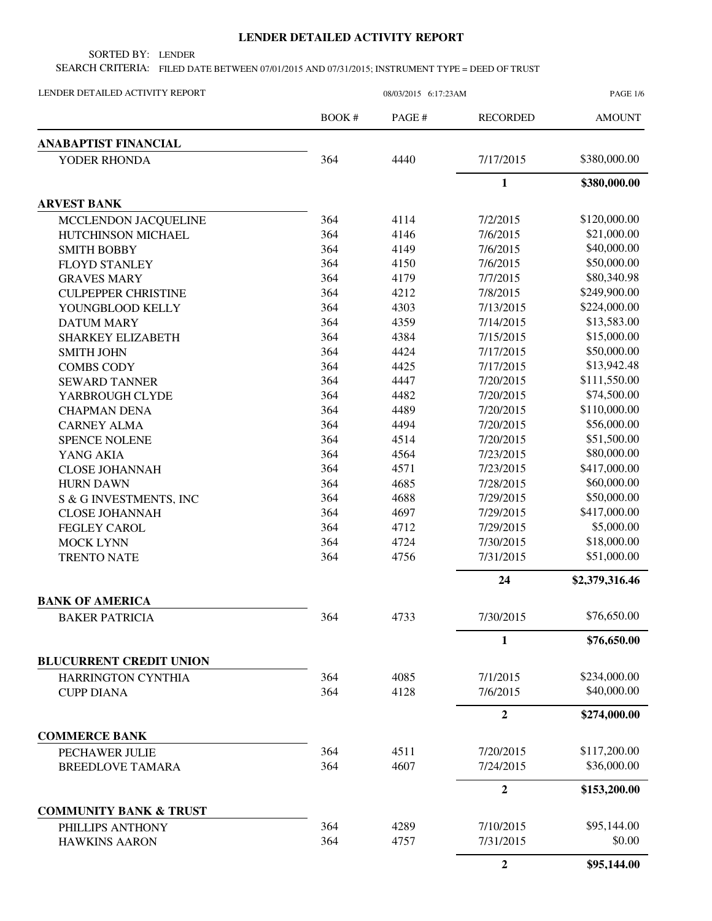# LENDER DETAILED ACTIVITY REPORT

SORTED BY: LENDER

SEARCH CRITERIA: FILED DATE BETWEEN 07/01/2015 AND 07/31/2015; INSTRUMENT TYPE = DEED OF TRUST

LENDER DETAILED ACTIVITY REPORT 08/03/2015 6:17:23AM

| | BOOK # | PAGE # | RECORDED | AMOUNT |
|---|---|---|---|---|
| **ANABAPTIST FINANCIAL** | | | | |
| YODER RHONDA | 364 | 4440 | 7/17/2015 | $380,000.00 |
| | | | **1** | **$380,000.00** |
| **ARVEST BANK** | | | | |
| MCCLENDON JACQUELINE | 364 | 4114 | 7/2/2015 | $120,000.00 |
| HUTCHINSON MICHAEL | 364 | 4146 | 7/6/2015 | $21,000.00 |
| SMITH BOBBY | 364 | 4149 | 7/6/2015 | $40,000.00 |
| FLOYD STANLEY | 364 | 4150 | 7/6/2015 | $50,000.00 |
| GRAVES MARY | 364 | 4179 | 7/7/2015 | $80,340.98 |
| CULPEPPER CHRISTINE | 364 | 4212 | 7/8/2015 | $249,900.00 |
| YOUNGBLOOD KELLY | 364 | 4303 | 7/13/2015 | $224,000.00 |
| DATUM MARY | 364 | 4359 | 7/14/2015 | $13,583.00 |
| SHARKEY ELIZABETH | 364 | 4384 | 7/15/2015 | $15,000.00 |
| SMITH JOHN | 364 | 4424 | 7/17/2015 | $50,000.00 |
| COMBS CODY | 364 | 4425 | 7/17/2015 | $13,942.48 |
| SEWARD TANNER | 364 | 4447 | 7/20/2015 | $111,550.00 |
| YARBROUGH CLYDE | 364 | 4482 | 7/20/2015 | $74,500.00 |
| CHAPMAN DENA | 364 | 4489 | 7/20/2015 | $110,000.00 |
| CARNEY ALMA | 364 | 4494 | 7/20/2015 | $56,000.00 |
| SPENCE NOLENE | 364 | 4514 | 7/20/2015 | $51,500.00 |
| YANG AKIA | 364 | 4564 | 7/23/2015 | $80,000.00 |
| CLOSE JOHANNAH | 364 | 4571 | 7/23/2015 | $417,000.00 |
| HURN DAWN | 364 | 4685 | 7/28/2015 | $60,000.00 |
| S & G INVESTMENTS, INC | 364 | 4688 | 7/29/2015 | $50,000.00 |
| CLOSE JOHANNAH | 364 | 4697 | 7/29/2015 | $417,000.00 |
| FEGLEY CAROL | 364 | 4712 | 7/29/2015 | $5,000.00 |
| MOCK LYNN | 364 | 4724 | 7/30/2015 | $18,000.00 |
| TRENTO NATE | 364 | 4756 | 7/31/2015 | $51,000.00 |
| | | | **24** | **$2,379,316.46** |
| **BANK OF AMERICA** | | | | |
| BAKER PATRICIA | 364 | 4733 | 7/30/2015 | $76,650.00 |
| | | | **1** | **$76,650.00** |
| **BLUCURRENT CREDIT UNION** | | | | |
| HARRINGTON CYNTHIA | 364 | 4085 | 7/1/2015 | $234,000.00 |
| CUPP DIANA | 364 | 4128 | 7/6/2015 | $40,000.00 |
| | | | **2** | **$274,000.00** |
| **COMMERCE BANK** | | | | |
| PECHAWER JULIE | 364 | 4511 | 7/20/2015 | $117,200.00 |
| BREEDLOVE TAMARA | 364 | 4607 | 7/24/2015 | $36,000.00 |
| | | | **2** | **$153,200.00** |
| **COMMUNITY BANK & TRUST** | | | | |
| PHILLIPS ANTHONY | 364 | 4289 | 7/10/2015 | $95,144.00 |
| HAWKINS AARON | 364 | 4757 | 7/31/2015 | $0.00 |
| | | | **2** | **$95,144.00** |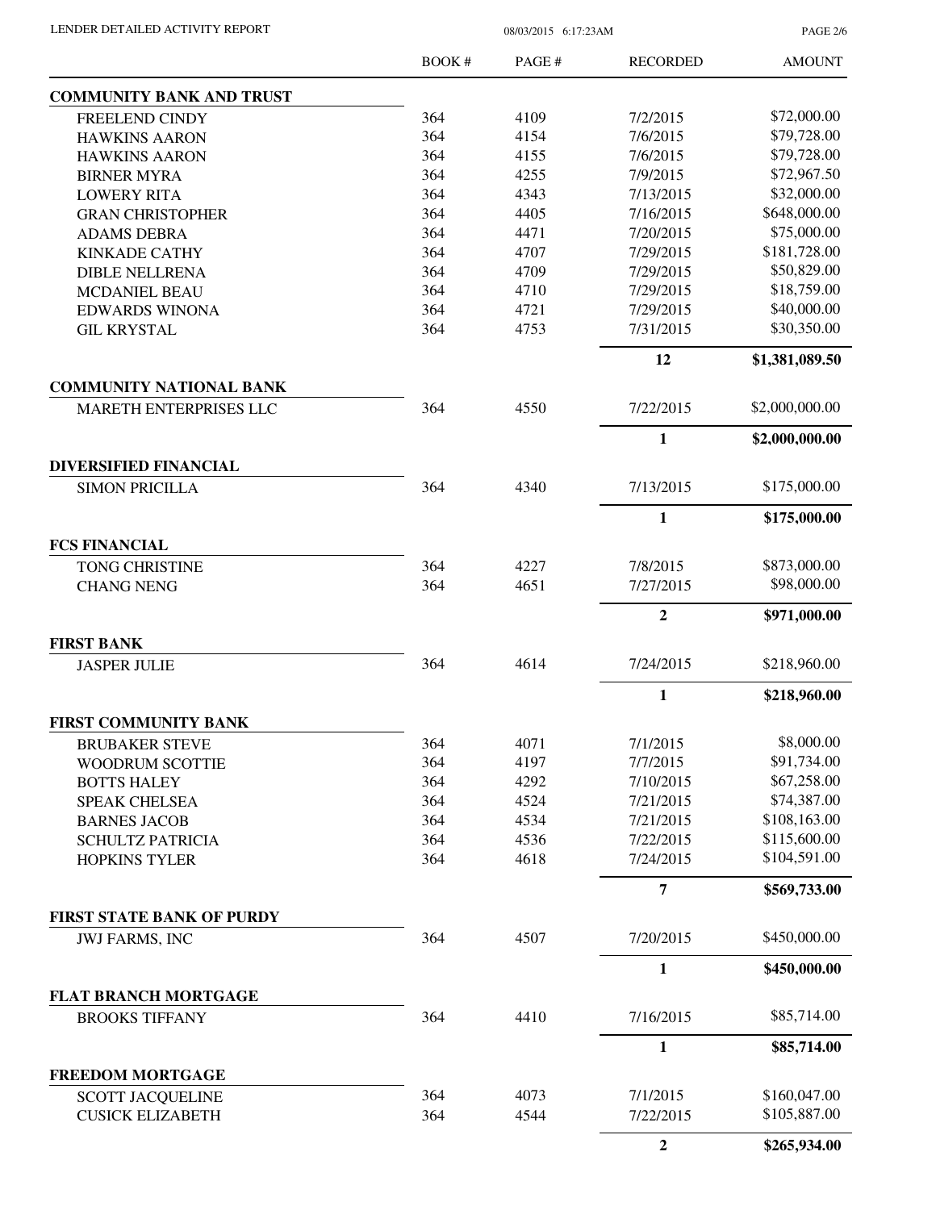| | BOOK # | PAGE # | RECORDED | AMOUNT |
|---|---|---|---|---|
| **COMMUNITY BANK AND TRUST** | | | | |
| FREELEND CINDY | 364 | 4109 | 7/2/2015 | $72,000.00 |
| HAWKINS AARON | 364 | 4154 | 7/6/2015 | $79,728.00 |
| HAWKINS AARON | 364 | 4155 | 7/6/2015 | $79,728.00 |
| BIRNER MYRA | 364 | 4255 | 7/9/2015 | $72,967.50 |
| LOWERY RITA | 364 | 4343 | 7/13/2015 | $32,000.00 |
| GRAN CHRISTOPHER | 364 | 4405 | 7/16/2015 | $648,000.00 |
| ADAMS DEBRA | 364 | 4471 | 7/20/2015 | $75,000.00 |
| KINKADE CATHY | 364 | 4707 | 7/29/2015 | $181,728.00 |
| DIBLE NELLRENA | 364 | 4709 | 7/29/2015 | $50,829.00 |
| MCDANIEL BEAU | 364 | 4710 | 7/29/2015 | $18,759.00 |
| EDWARDS WINONA | 364 | 4721 | 7/29/2015 | $40,000.00 |
| GIL KRYSTAL | 364 | 4753 | 7/31/2015 | $30,350.00 |
| | | | **12** | **$1,381,089.50** |
| **COMMUNITY NATIONAL BANK** | | | | |
| MARETH ENTERPRISES LLC | 364 | 4550 | 7/22/2015 | $2,000,000.00 |
| | | | **1** | **$2,000,000.00** |
| **DIVERSIFIED FINANCIAL** | | | | |
| SIMON PRICILLA | 364 | 4340 | 7/13/2015 | $175,000.00 |
| | | | **1** | **$175,000.00** |
| **FCS FINANCIAL** | | | | |
| TONG CHRISTINE | 364 | 4227 | 7/8/2015 | $873,000.00 |
| CHANG NENG | 364 | 4651 | 7/27/2015 | $98,000.00 |
| | | | **2** | **$971,000.00** |
| **FIRST BANK** | | | | |
| JASPER JULIE | 364 | 4614 | 7/24/2015 | $218,960.00 |
| | | | **1** | **$218,960.00** |
| **FIRST COMMUNITY BANK** | | | | |
| BRUBAKER STEVE | 364 | 4071 | 7/1/2015 | $8,000.00 |
| WOODRUM SCOTTIE | 364 | 4197 | 7/7/2015 | $91,734.00 |
| BOTTS HALEY | 364 | 4292 | 7/10/2015 | $67,258.00 |
| SPEAK CHELSEA | 364 | 4524 | 7/21/2015 | $74,387.00 |
| BARNES JACOB | 364 | 4534 | 7/21/2015 | $108,163.00 |
| SCHULTZ PATRICIA | 364 | 4536 | 7/22/2015 | $115,600.00 |
| HOPKINS TYLER | 364 | 4618 | 7/24/2015 | $104,591.00 |
| | | | **7** | **$569,733.00** |
| **FIRST STATE BANK OF PURDY** | | | | |
| JWJ FARMS, INC | 364 | 4507 | 7/20/2015 | $450,000.00 |
| | | | **1** | **$450,000.00** |
| **FLAT BRANCH MORTGAGE** | | | | |
| BROOKS TIFFANY | 364 | 4410 | 7/16/2015 | $85,714.00 |
| | | | **1** | **$85,714.00** |
| **FREEDOM MORTGAGE** | | | | |
| SCOTT JACQUELINE | 364 | 4073 | 7/1/2015 | $160,047.00 |
| CUSICK ELIZABETH | 364 | 4544 | 7/22/2015 | $105,887.00 |
| | | | **2** | **$265,934.00** |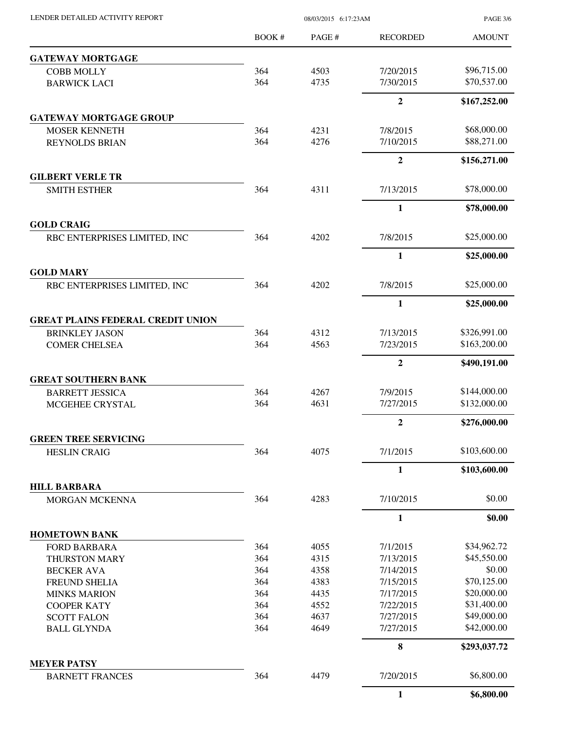| | BOOK # | PAGE # | RECORDED | AMOUNT |
|---|---|---|---|---|
| **GATEWAY MORTGAGE** | | | | |
| COBB MOLLY | 364 | 4503 | 7/20/2015 | $96,715.00 |
| BARWICK LACI | 364 | 4735 | 7/30/2015 | $70,537.00 |
| | | | **2** | **$167,252.00** |
| **GATEWAY MORTGAGE GROUP** | | | | |
| MOSER KENNETH | 364 | 4231 | 7/8/2015 | $68,000.00 |
| REYNOLDS BRIAN | 364 | 4276 | 7/10/2015 | $88,271.00 |
| | | | **2** | **$156,271.00** |
| **GILBERT VERLE TR** | | | | |
| SMITH ESTHER | 364 | 4311 | 7/13/2015 | $78,000.00 |
| | | | **1** | **$78,000.00** |
| **GOLD CRAIG** | | | | |
| RBC ENTERPRISES LIMITED, INC | 364 | 4202 | 7/8/2015 | $25,000.00 |
| | | | **1** | **$25,000.00** |
| **GOLD MARY** | | | | |
| RBC ENTERPRISES LIMITED, INC | 364 | 4202 | 7/8/2015 | $25,000.00 |
| | | | **1** | **$25,000.00** |
| **GREAT PLAINS FEDERAL CREDIT UNION** | | | | |
| BRINKLEY JASON | 364 | 4312 | 7/13/2015 | $326,991.00 |
| COMER CHELSEA | 364 | 4563 | 7/23/2015 | $163,200.00 |
| | | | **2** | **$490,191.00** |
| **GREAT SOUTHERN BANK** | | | | |
| BARRETT JESSICA | 364 | 4267 | 7/9/2015 | $144,000.00 |
| MCGEHEE CRYSTAL | 364 | 4631 | 7/27/2015 | $132,000.00 |
| | | | **2** | **$276,000.00** |
| **GREEN TREE SERVICING** | | | | |
| HESLIN CRAIG | 364 | 4075 | 7/1/2015 | $103,600.00 |
| | | | **1** | **$103,600.00** |
| **HILL BARBARA** | | | | |
| MORGAN MCKENNA | 364 | 4283 | 7/10/2015 | $0.00 |
| | | | **1** | **$0.00** |
| **HOMETOWN BANK** | | | | |
| FORD BARBARA | 364 | 4055 | 7/1/2015 | $34,962.72 |
| THURSTON MARY | 364 | 4315 | 7/13/2015 | $45,550.00 |
| BECKER AVA | 364 | 4358 | 7/14/2015 | $0.00 |
| FREUND SHELIA | 364 | 4383 | 7/15/2015 | $70,125.00 |
| MINKS MARION | 364 | 4435 | 7/17/2015 | $20,000.00 |
| COOPER KATY | 364 | 4552 | 7/22/2015 | $31,400.00 |
| SCOTT FALON | 364 | 4637 | 7/27/2015 | $49,000.00 |
| BALL GLYNDA | 364 | 4649 | 7/27/2015 | $42,000.00 |
| | | | **8** | **$293,037.72** |
| **MEYER PATSY** | | | | |
| BARNETT FRANCES | 364 | 4479 | 7/20/2015 | $6,800.00 |
| | | | **1** | **$6,800.00** |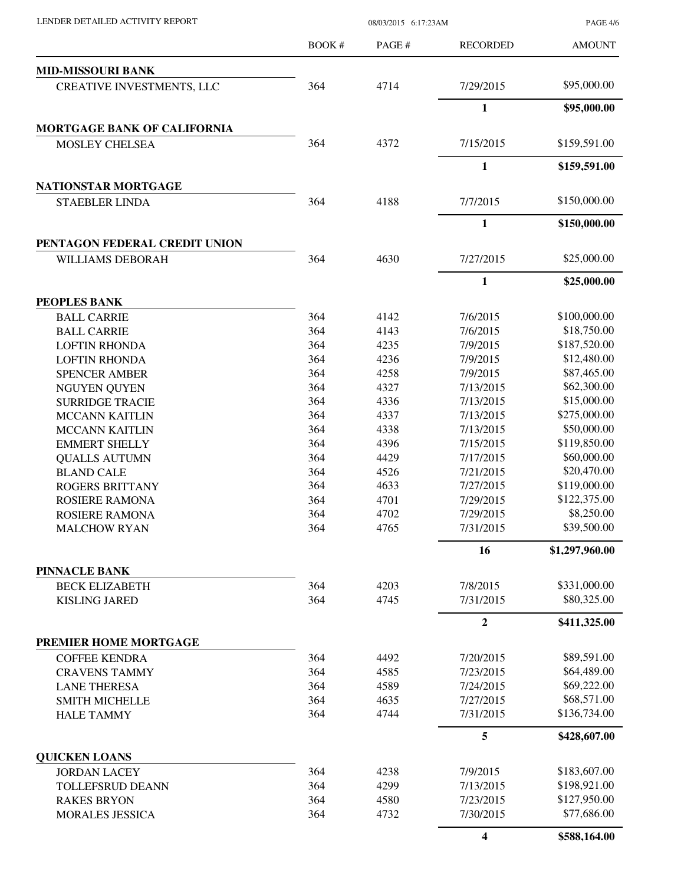| | BOOK # | PAGE # | RECORDED | AMOUNT |
|---|---|---|---|---|
| **MID-MISSOURI BANK** | | | | |
| CREATIVE INVESTMENTS, LLC | 364 | 4714 | 7/29/2015 | $95,000.00 |
| | | | **1** | **$95,000.00** |
| **MORTGAGE BANK OF CALIFORNIA** | | | | |
| MOSLEY CHELSEA | 364 | 4372 | 7/15/2015 | $159,591.00 |
| | | | **1** | **$159,591.00** |
| **NATIONSTAR MORTGAGE** | | | | |
| STAEBLER LINDA | 364 | 4188 | 7/7/2015 | $150,000.00 |
| | | | **1** | **$150,000.00** |
| **PENTAGON FEDERAL CREDIT UNION** | | | | |
| WILLIAMS DEBORAH | 364 | 4630 | 7/27/2015 | $25,000.00 |
| | | | **1** | **$25,000.00** |
| **PEOPLES BANK** | | | | |
| BALL CARRIE | 364 | 4142 | 7/6/2015 | $100,000.00 |
| BALL CARRIE | 364 | 4143 | 7/6/2015 | $18,750.00 |
| LOFTIN RHONDA | 364 | 4235 | 7/9/2015 | $187,520.00 |
| LOFTIN RHONDA | 364 | 4236 | 7/9/2015 | $12,480.00 |
| SPENCER AMBER | 364 | 4258 | 7/9/2015 | $87,465.00 |
| NGUYEN QUYEN | 364 | 4327 | 7/13/2015 | $62,300.00 |
| SURRIDGE TRACIE | 364 | 4336 | 7/13/2015 | $15,000.00 |
| MCCANN KAITLIN | 364 | 4337 | 7/13/2015 | $275,000.00 |
| MCCANN KAITLIN | 364 | 4338 | 7/13/2015 | $50,000.00 |
| EMMERT SHELLY | 364 | 4396 | 7/15/2015 | $119,850.00 |
| QUALLS AUTUMN | 364 | 4429 | 7/17/2015 | $60,000.00 |
| BLAND CALE | 364 | 4526 | 7/21/2015 | $20,470.00 |
| ROGERS BRITTANY | 364 | 4633 | 7/27/2015 | $119,000.00 |
| ROSIERE RAMONA | 364 | 4701 | 7/29/2015 | $122,375.00 |
| ROSIERE RAMONA | 364 | 4702 | 7/29/2015 | $8,250.00 |
| MALCHOW RYAN | 364 | 4765 | 7/31/2015 | $39,500.00 |
| | | | **16** | **$1,297,960.00** |
| **PINNACLE BANK** | | | | |
| BECK ELIZABETH | 364 | 4203 | 7/8/2015 | $331,000.00 |
| KISLING JARED | 364 | 4745 | 7/31/2015 | $80,325.00 |
| | | | **2** | **$411,325.00** |
| **PREMIER HOME MORTGAGE** | | | | |
| COFFEE KENDRA | 364 | 4492 | 7/20/2015 | $89,591.00 |
| CRAVENS TAMMY | 364 | 4585 | 7/23/2015 | $64,489.00 |
| LANE THERESA | 364 | 4589 | 7/24/2015 | $69,222.00 |
| SMITH MICHELLE | 364 | 4635 | 7/27/2015 | $68,571.00 |
| HALE TAMMY | 364 | 4744 | 7/31/2015 | $136,734.00 |
| | | | **5** | **$428,607.00** |
| **QUICKEN LOANS** | | | | |
| JORDAN LACEY | 364 | 4238 | 7/9/2015 | $183,607.00 |
| TOLLEFSRUD DEANN | 364 | 4299 | 7/13/2015 | $198,921.00 |
| RAKES BRYON | 364 | 4580 | 7/23/2015 | $127,950.00 |
| MORALES JESSICA | 364 | 4732 | 7/30/2015 | $77,686.00 |
| | | | **4** | **$588,164.00** |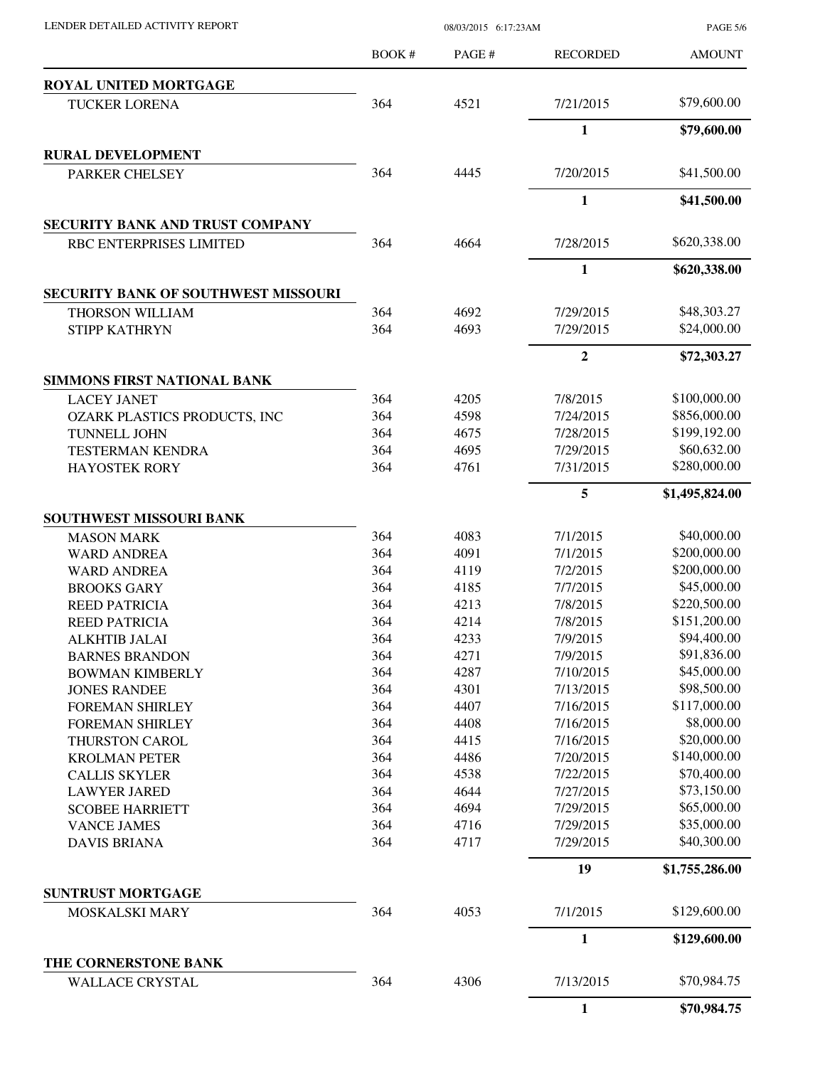| | BOOK # | PAGE # | RECORDED | AMOUNT |
|---|---|---|---|---|
| **ROYAL UNITED MORTGAGE** | | | | |
| TUCKER LORENA | 364 | 4521 | 7/21/2015 | $79,600.00 |
| | | | **1** | **$79,600.00** |
| **RURAL DEVELOPMENT** | | | | |
| PARKER CHELSEY | 364 | 4445 | 7/20/2015 | $41,500.00 |
| | | | **1** | **$41,500.00** |
| **SECURITY BANK AND TRUST COMPANY** | | | | |
| RBC ENTERPRISES LIMITED | 364 | 4664 | 7/28/2015 | $620,338.00 |
| | | | **1** | **$620,338.00** |
| **SECURITY BANK OF SOUTHWEST MISSOURI** | | | | |
| THORSON WILLIAM | 364 | 4692 | 7/29/2015 | $48,303.27 |
| STIPP KATHRYN | 364 | 4693 | 7/29/2015 | $24,000.00 |
| | | | **2** | **$72,303.27** |
| **SIMMONS FIRST NATIONAL BANK** | | | | |
| LACEY JANET | 364 | 4205 | 7/8/2015 | $100,000.00 |
| OZARK PLASTICS PRODUCTS, INC | 364 | 4598 | 7/24/2015 | $856,000.00 |
| TUNNELL JOHN | 364 | 4675 | 7/28/2015 | $199,192.00 |
| TESTERMAN KENDRA | 364 | 4695 | 7/29/2015 | $60,632.00 |
| HAYOSTEK RORY | 364 | 4761 | 7/31/2015 | $280,000.00 |
| | | | **5** | **$1,495,824.00** |
| **SOUTHWEST MISSOURI BANK** | | | | |
| MASON MARK | 364 | 4083 | 7/1/2015 | $40,000.00 |
| WARD ANDREA | 364 | 4091 | 7/1/2015 | $200,000.00 |
| WARD ANDREA | 364 | 4119 | 7/2/2015 | $200,000.00 |
| BROOKS GARY | 364 | 4185 | 7/7/2015 | $45,000.00 |
| REED PATRICIA | 364 | 4213 | 7/8/2015 | $220,500.00 |
| REED PATRICIA | 364 | 4214 | 7/8/2015 | $151,200.00 |
| ALKHTIB JALAI | 364 | 4233 | 7/9/2015 | $94,400.00 |
| BARNES BRANDON | 364 | 4271 | 7/9/2015 | $91,836.00 |
| BOWMAN KIMBERLY | 364 | 4287 | 7/10/2015 | $45,000.00 |
| JONES RANDEE | 364 | 4301 | 7/13/2015 | $98,500.00 |
| FOREMAN SHIRLEY | 364 | 4407 | 7/16/2015 | $117,000.00 |
| FOREMAN SHIRLEY | 364 | 4408 | 7/16/2015 | $8,000.00 |
| THURSTON CAROL | 364 | 4415 | 7/16/2015 | $20,000.00 |
| KROLMAN PETER | 364 | 4486 | 7/20/2015 | $140,000.00 |
| CALLIS SKYLER | 364 | 4538 | 7/22/2015 | $70,400.00 |
| LAWYER JARED | 364 | 4644 | 7/27/2015 | $73,150.00 |
| SCOBEE HARRIETT | 364 | 4694 | 7/29/2015 | $65,000.00 |
| VANCE JAMES | 364 | 4716 | 7/29/2015 | $35,000.00 |
| DAVIS BRIANA | 364 | 4717 | 7/29/2015 | $40,300.00 |
| | | | **19** | **$1,755,286.00** |
| **SUNTRUST MORTGAGE** | | | | |
| MOSKALSKI MARY | 364 | 4053 | 7/1/2015 | $129,600.00 |
| | | | **1** | **$129,600.00** |
| **THE CORNERSTONE BANK** | | | | |
| WALLACE CRYSTAL | 364 | 4306 | 7/13/2015 | $70,984.75 |
| | | | **1** | **$70,984.75** |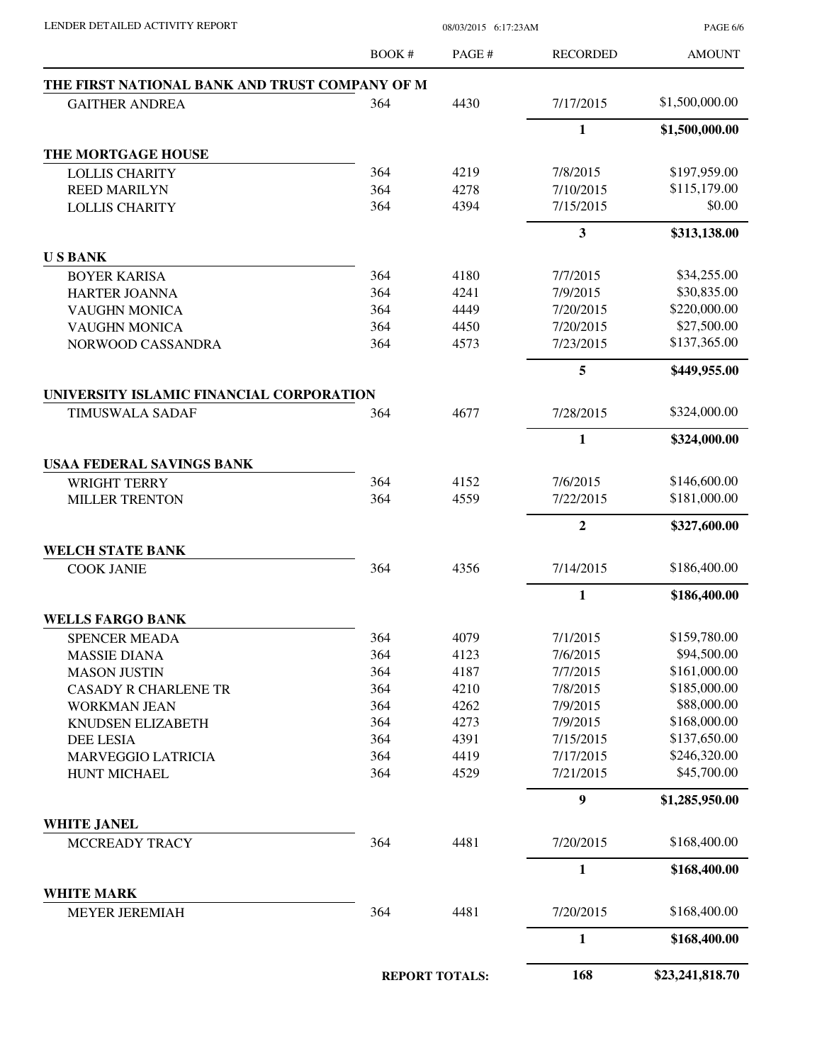| | BOOK # | PAGE # | RECORDED | AMOUNT |
|---|---|---|---|---|
| **THE FIRST NATIONAL BANK AND TRUST COMPANY OF M** | | | | |
| GAITHER ANDREA | 364 | 4430 | 7/17/2015 | $1,500,000.00 |
| | | | **1** | **$1,500,000.00** |
| **THE MORTGAGE HOUSE** | | | | |
| LOLLIS CHARITY | 364 | 4219 | 7/8/2015 | $197,959.00 |
| REED MARILYN | 364 | 4278 | 7/10/2015 | $115,179.00 |
| LOLLIS CHARITY | 364 | 4394 | 7/15/2015 | $0.00 |
| | | | **3** | **$313,138.00** |
| **U S BANK** | | | | |
| BOYER KARISA | 364 | 4180 | 7/7/2015 | $34,255.00 |
| HARTER JOANNA | 364 | 4241 | 7/9/2015 | $30,835.00 |
| VAUGHN MONICA | 364 | 4449 | 7/20/2015 | $220,000.00 |
| VAUGHN MONICA | 364 | 4450 | 7/20/2015 | $27,500.00 |
| NORWOOD CASSANDRA | 364 | 4573 | 7/23/2015 | $137,365.00 |
| | | | **5** | **$449,955.00** |
| **UNIVERSITY ISLAMIC FINANCIAL CORPORATION** | | | | |
| TIMUSWALA SADAF | 364 | 4677 | 7/28/2015 | $324,000.00 |
| | | | **1** | **$324,000.00** |
| **USAA FEDERAL SAVINGS BANK** | | | | |
| WRIGHT TERRY | 364 | 4152 | 7/6/2015 | $146,600.00 |
| MILLER TRENTON | 364 | 4559 | 7/22/2015 | $181,000.00 |
| | | | **2** | **$327,600.00** |
| **WELCH STATE BANK** | | | | |
| COOK JANIE | 364 | 4356 | 7/14/2015 | $186,400.00 |
| | | | **1** | **$186,400.00** |
| **WELLS FARGO BANK** | | | | |
| SPENCER MEADA | 364 | 4079 | 7/1/2015 | $159,780.00 |
| MASSIE DIANA | 364 | 4123 | 7/6/2015 | $94,500.00 |
| MASON JUSTIN | 364 | 4187 | 7/7/2015 | $161,000.00 |
| CASADY R CHARLENE TR | 364 | 4210 | 7/8/2015 | $185,000.00 |
| WORKMAN JEAN | 364 | 4262 | 7/9/2015 | $88,000.00 |
| KNUDSEN ELIZABETH | 364 | 4273 | 7/9/2015 | $168,000.00 |
| DEE LESIA | 364 | 4391 | 7/15/2015 | $137,650.00 |
| MARVEGGIO LATRICIA | 364 | 4419 | 7/17/2015 | $246,320.00 |
| HUNT MICHAEL | 364 | 4529 | 7/21/2015 | $45,700.00 |
| | | | **9** | **$1,285,950.00** |
| **WHITE JANEL** | | | | |
| MCCREADY TRACY | 364 | 4481 | 7/20/2015 | $168,400.00 |
| | | | **1** | **$168,400.00** |
| **WHITE MARK** | | | | |
| MEYER JEREMIAH | 364 | 4481 | 7/20/2015 | $168,400.00 |
| | | | **1** | **$168,400.00** |
| | **REPORT TOTALS:** | | **168** | **$23,241,818.70** |